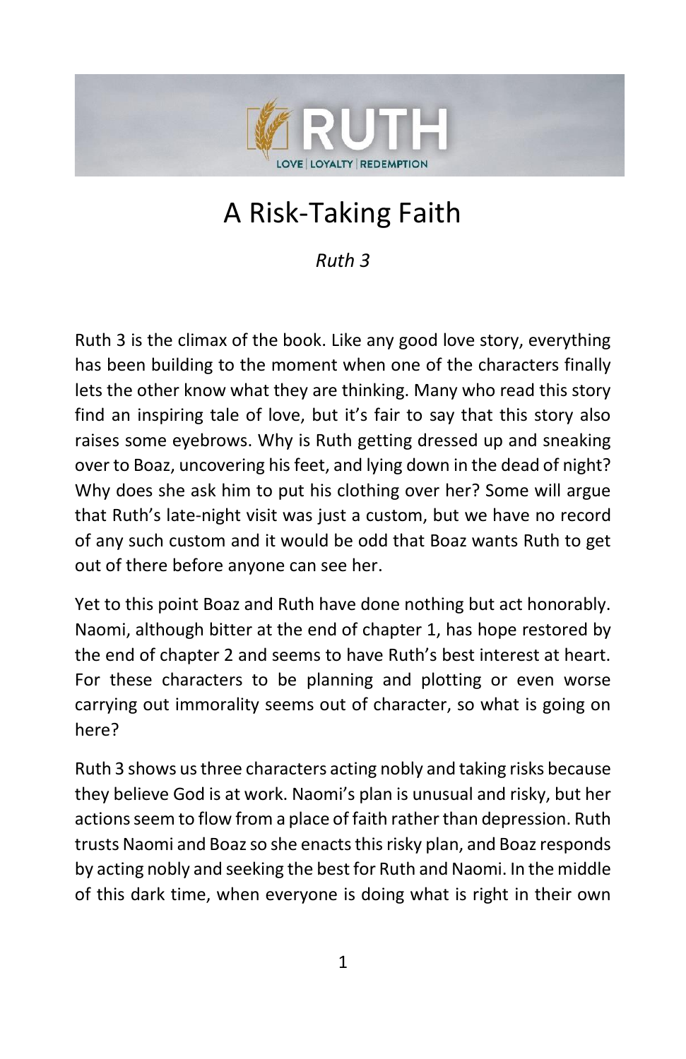# RUTH

LOVE | LOYALTY | REDEMPTION

# A Risk-Taking Faith

*Ruth 3*

Ruth 3 is the climax of the book. Like any good love story, everything has been building to the moment when one of the characters finally lets the other know what they are thinking. Many who read this story find an inspiring tale of love, but it's fair to say that this story also raises some eyebrows. Why is Ruth getting dressed up and sneaking over to Boaz, uncovering his feet, and lying down in the dead of night? Why does she ask him to put his clothing over her? Some will argue that Ruth's late-night visit was just a custom, but we have no record of any such custom and it would be odd that Boaz wants Ruth to get out of there before anyone can see her.

Yet to this point Boaz and Ruth have done nothing but act honorably. Naomi, although bitter at the end of chapter 1, has hope restored by the end of chapter 2 and seems to have Ruth's best interest at heart. For these characters to be planning and plotting or even worse carrying out immorality seems out of character, so what is going on here?

Ruth 3 shows us three characters acting nobly and taking risks because they believe God is at work. Naomi's plan is unusual and risky, but her actions seem to flow from a place of faith rather than depression. Ruth trusts Naomi and Boaz so she enacts this risky plan, and Boaz responds by acting nobly and seeking the best for Ruth and Naomi. In the middle of this dark time, when everyone is doing what is right in their own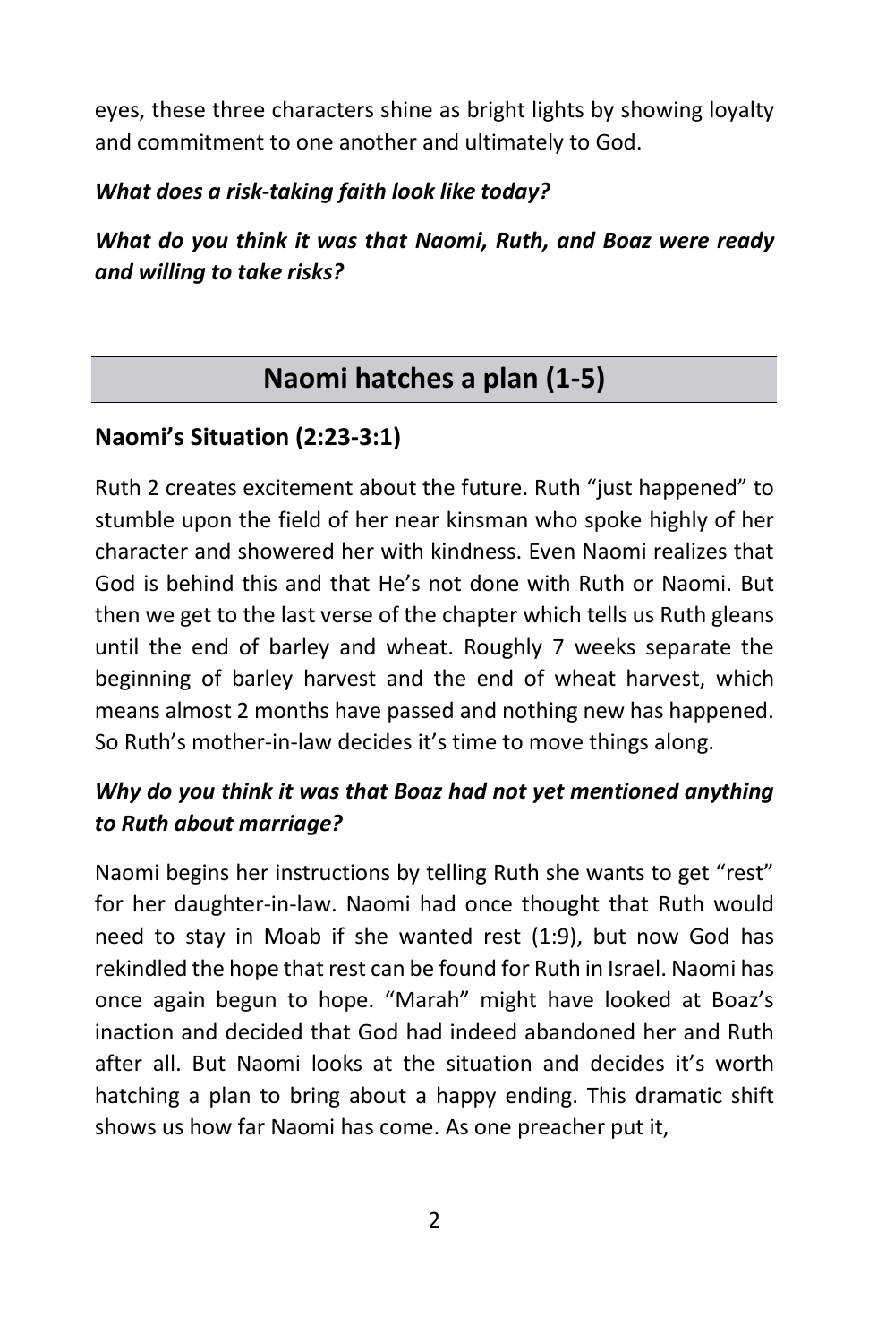eyes, these three characters shine as bright lights by showing loyalty and commitment to one another and ultimately to God.

***What does a risk-taking faith look like today?***

***What do you think it was that Naomi, Ruth, and Boaz were ready and willing to take risks?***

## Naomi hatches a plan (1-5)

### Naomi's Situation (2:23-3:1)

Ruth 2 creates excitement about the future. Ruth "just happened" to stumble upon the field of her near kinsman who spoke highly of her character and showered her with kindness. Even Naomi realizes that God is behind this and that He's not done with Ruth or Naomi. But then we get to the last verse of the chapter which tells us Ruth gleans until the end of barley and wheat. Roughly 7 weeks separate the beginning of barley harvest and the end of wheat harvest, which means almost 2 months have passed and nothing new has happened. So Ruth's mother-in-law decides it's time to move things along.

***Why do you think it was that Boaz had not yet mentioned anything to Ruth about marriage?***

Naomi begins her instructions by telling Ruth she wants to get "rest" for her daughter-in-law. Naomi had once thought that Ruth would need to stay in Moab if she wanted rest (1:9), but now God has rekindled the hope that rest can be found for Ruth in Israel. Naomi has once again begun to hope. "Marah" might have looked at Boaz's inaction and decided that God had indeed abandoned her and Ruth after all. But Naomi looks at the situation and decides it's worth hatching a plan to bring about a happy ending. This dramatic shift shows us how far Naomi has come. As one preacher put it,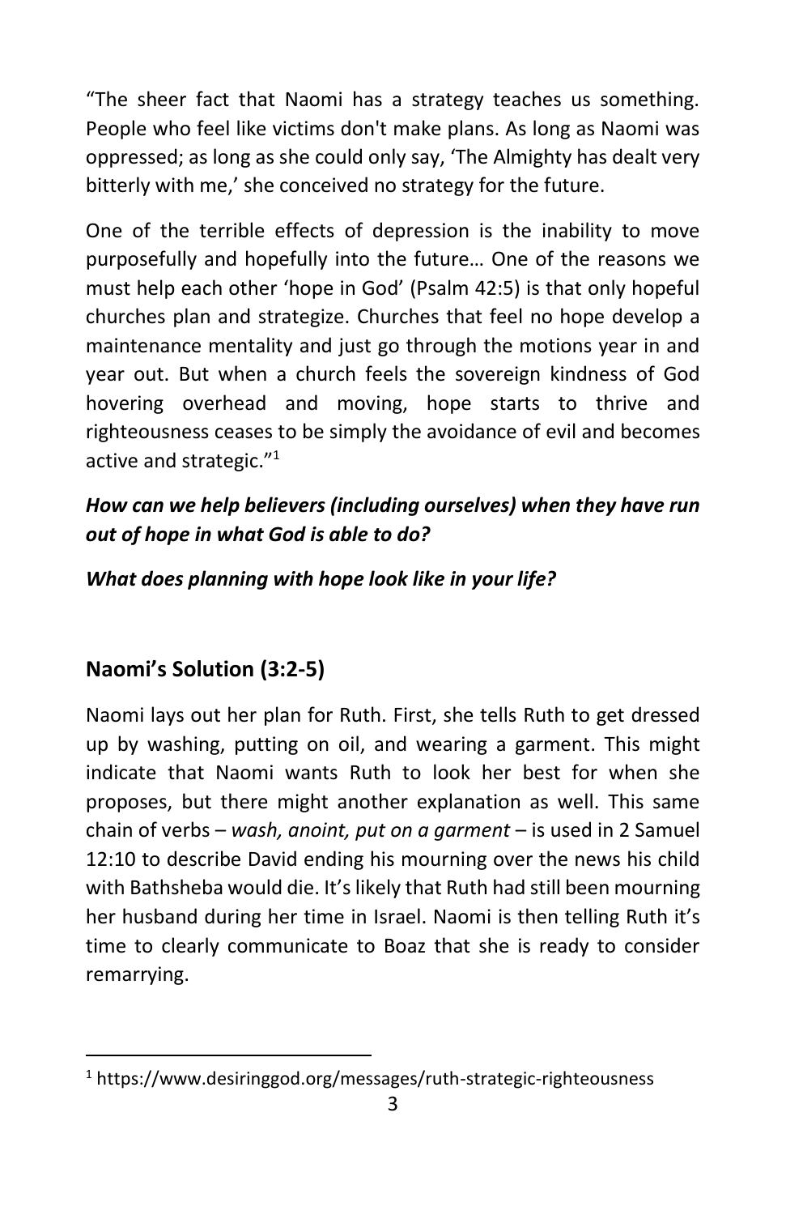"The sheer fact that Naomi has a strategy teaches us something. People who feel like victims don't make plans. As long as Naomi was oppressed; as long as she could only say, 'The Almighty has dealt very bitterly with me,' she conceived no strategy for the future.

One of the terrible effects of depression is the inability to move purposefully and hopefully into the future… One of the reasons we must help each other 'hope in God' (Psalm 42:5) is that only hopeful churches plan and strategize. Churches that feel no hope develop a maintenance mentality and just go through the motions year in and year out. But when a church feels the sovereign kindness of God hovering overhead and moving, hope starts to thrive and righteousness ceases to be simply the avoidance of evil and becomes active and strategic."[1]

***How can we help believers (including ourselves) when they have run out of hope in what God is able to do?***

***What does planning with hope look like in your life?***

## Naomi's Solution (3:2-5)

Naomi lays out her plan for Ruth. First, she tells Ruth to get dressed up by washing, putting on oil, and wearing a garment. This might indicate that Naomi wants Ruth to look her best for when she proposes, but there might another explanation as well. This same chain of verbs – *wash, anoint, put on a garment* – is used in 2 Samuel 12:10 to describe David ending his mourning over the news his child with Bathsheba would die. It's likely that Ruth had still been mourning her husband during her time in Israel. Naomi is then telling Ruth it's time to clearly communicate to Boaz that she is ready to consider remarrying.

---

[1] https://www.desiringgod.org/messages/ruth-strategic-righteousness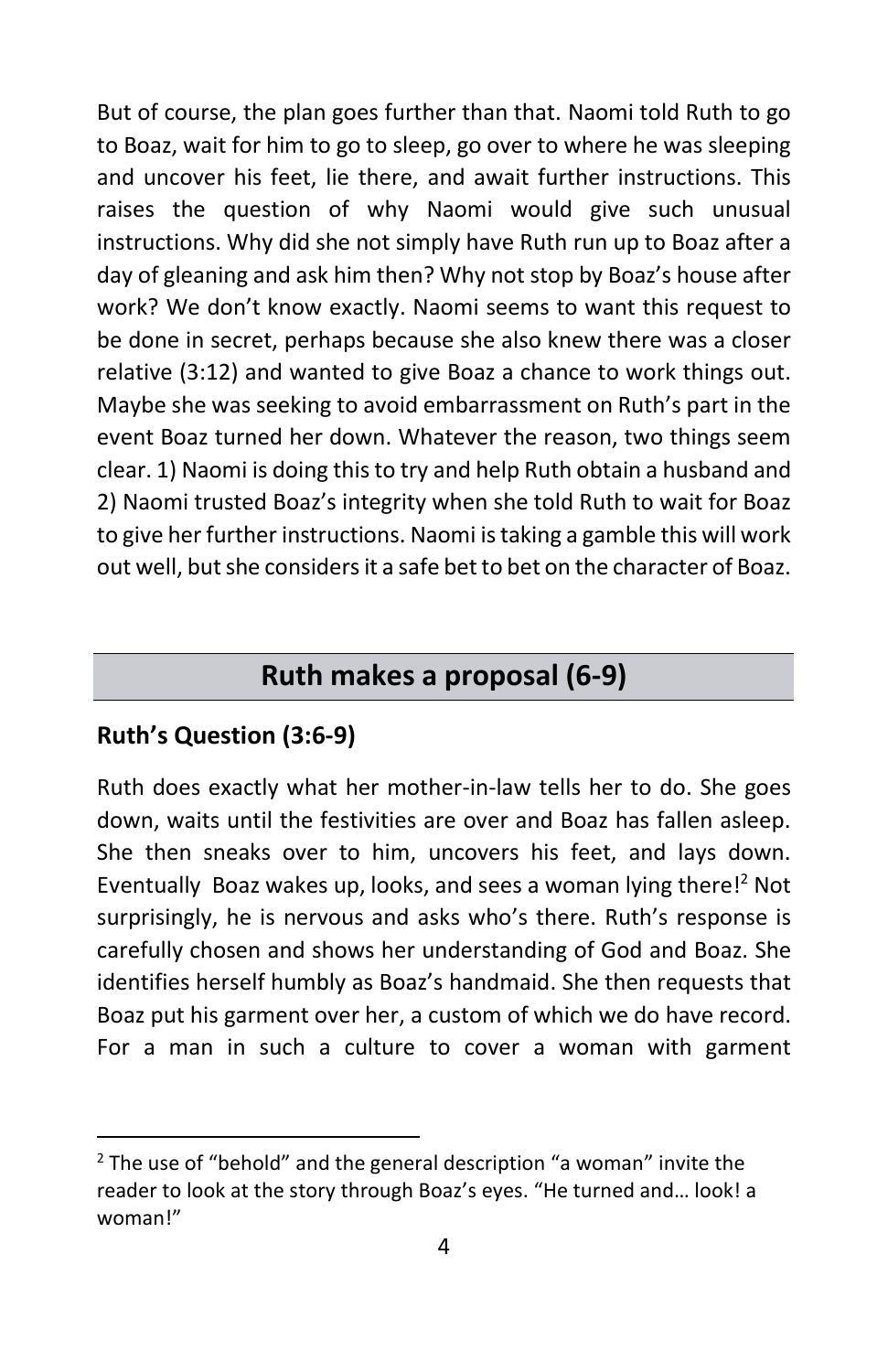But of course, the plan goes further than that. Naomi told Ruth to go to Boaz, wait for him to go to sleep, go over to where he was sleeping and uncover his feet, lie there, and await further instructions. This raises the question of why Naomi would give such unusual instructions. Why did she not simply have Ruth run up to Boaz after a day of gleaning and ask him then? Why not stop by Boaz's house after work? We don't know exactly. Naomi seems to want this request to be done in secret, perhaps because she also knew there was a closer relative (3:12) and wanted to give Boaz a chance to work things out. Maybe she was seeking to avoid embarrassment on Ruth's part in the event Boaz turned her down. Whatever the reason, two things seem clear. 1) Naomi is doing this to try and help Ruth obtain a husband and 2) Naomi trusted Boaz's integrity when she told Ruth to wait for Boaz to give her further instructions. Naomi is taking a gamble this will work out well, but she considers it a safe bet to bet on the character of Boaz.

## Ruth makes a proposal (6-9)

### Ruth's Question (3:6-9)

Ruth does exactly what her mother-in-law tells her to do. She goes down, waits until the festivities are over and Boaz has fallen asleep. She then sneaks over to him, uncovers his feet, and lays down. Eventually Boaz wakes up, looks, and sees a woman lying there![2] Not surprisingly, he is nervous and asks who's there. Ruth's response is carefully chosen and shows her understanding of God and Boaz. She identifies herself humbly as Boaz's handmaid. She then requests that Boaz put his garment over her, a custom of which we do have record. For a man in such a culture to cover a woman with garment

[2] The use of "behold" and the general description "a woman" invite the reader to look at the story through Boaz's eyes. "He turned and… look! a woman!"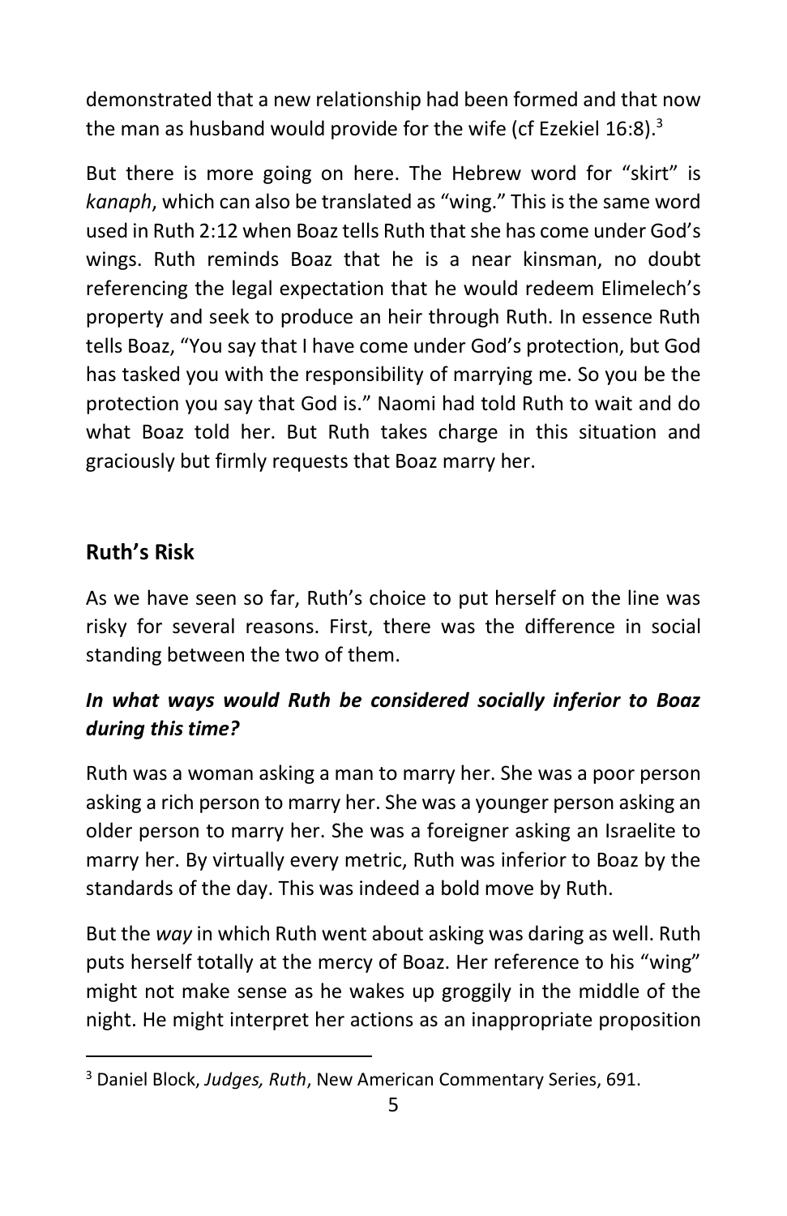demonstrated that a new relationship had been formed and that now the man as husband would provide for the wife (cf Ezekiel 16:8).[3]

But there is more going on here. The Hebrew word for "skirt" is *kanaph*, which can also be translated as "wing." This is the same word used in Ruth 2:12 when Boaz tells Ruth that she has come under God's wings. Ruth reminds Boaz that he is a near kinsman, no doubt referencing the legal expectation that he would redeem Elimelech's property and seek to produce an heir through Ruth. In essence Ruth tells Boaz, "You say that I have come under God's protection, but God has tasked you with the responsibility of marrying me. So you be the protection you say that God is." Naomi had told Ruth to wait and do what Boaz told her. But Ruth takes charge in this situation and graciously but firmly requests that Boaz marry her.

## Ruth's Risk

As we have seen so far, Ruth's choice to put herself on the line was risky for several reasons. First, there was the difference in social standing between the two of them.

***In what ways would Ruth be considered socially inferior to Boaz during this time?***

Ruth was a woman asking a man to marry her. She was a poor person asking a rich person to marry her. She was a younger person asking an older person to marry her. She was a foreigner asking an Israelite to marry her. By virtually every metric, Ruth was inferior to Boaz by the standards of the day. This was indeed a bold move by Ruth.

But the *way* in which Ruth went about asking was daring as well. Ruth puts herself totally at the mercy of Boaz. Her reference to his "wing" might not make sense as he wakes up groggily in the middle of the night. He might interpret her actions as an inappropriate proposition

[3] Daniel Block, *Judges, Ruth*, New American Commentary Series, 691.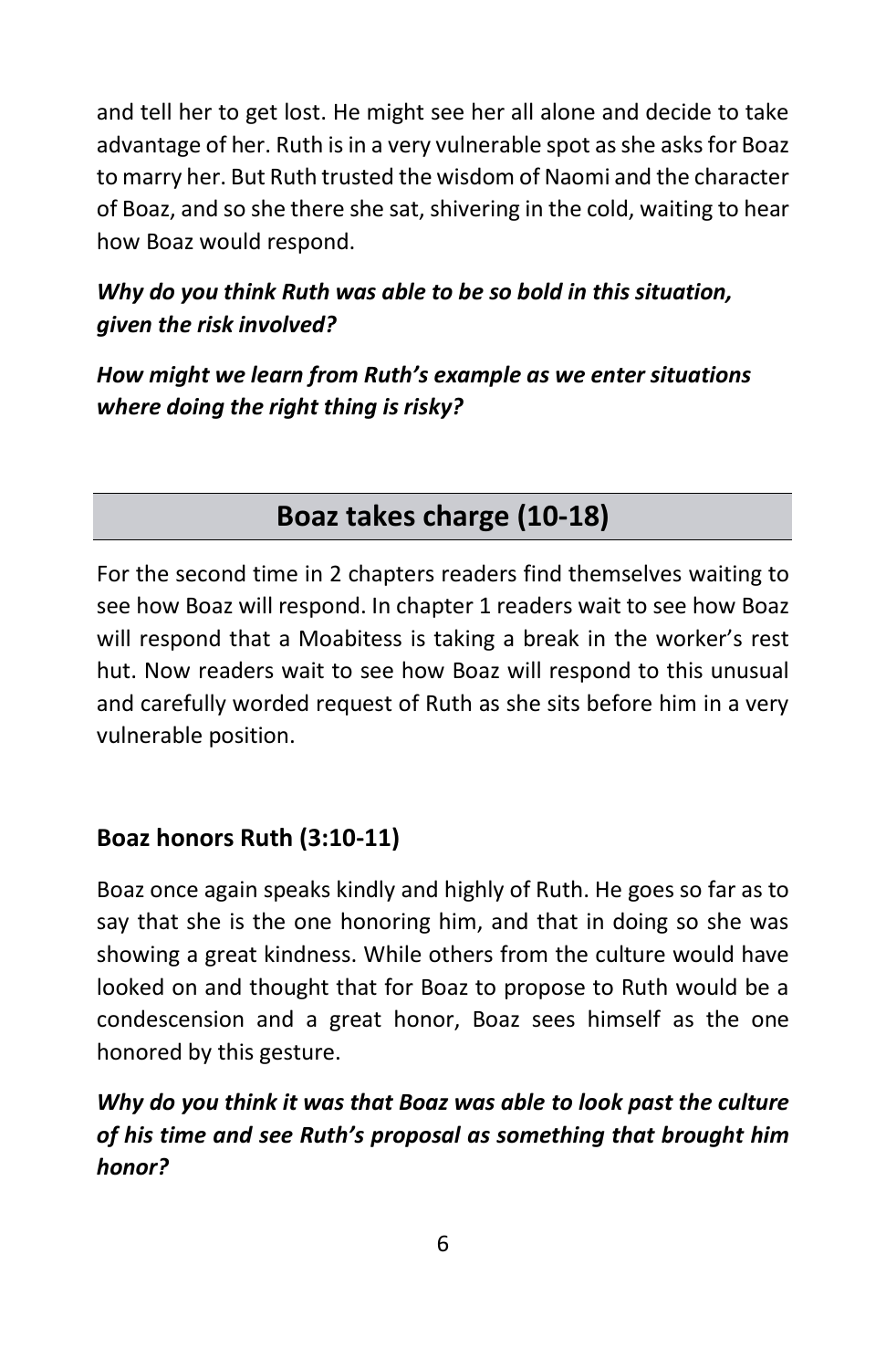and tell her to get lost. He might see her all alone and decide to take advantage of her. Ruth is in a very vulnerable spot as she asks for Boaz to marry her. But Ruth trusted the wisdom of Naomi and the character of Boaz, and so she there she sat, shivering in the cold, waiting to hear how Boaz would respond.

***Why do you think Ruth was able to be so bold in this situation, given the risk involved?***

***How might we learn from Ruth's example as we enter situations where doing the right thing is risky?***

## Boaz takes charge (10-18)

For the second time in 2 chapters readers find themselves waiting to see how Boaz will respond. In chapter 1 readers wait to see how Boaz will respond that a Moabitess is taking a break in the worker's rest hut. Now readers wait to see how Boaz will respond to this unusual and carefully worded request of Ruth as she sits before him in a very vulnerable position.

### Boaz honors Ruth (3:10-11)

Boaz once again speaks kindly and highly of Ruth. He goes so far as to say that she is the one honoring him, and that in doing so she was showing a great kindness. While others from the culture would have looked on and thought that for Boaz to propose to Ruth would be a condescension and a great honor, Boaz sees himself as the one honored by this gesture.

***Why do you think it was that Boaz was able to look past the culture of his time and see Ruth's proposal as something that brought him honor?***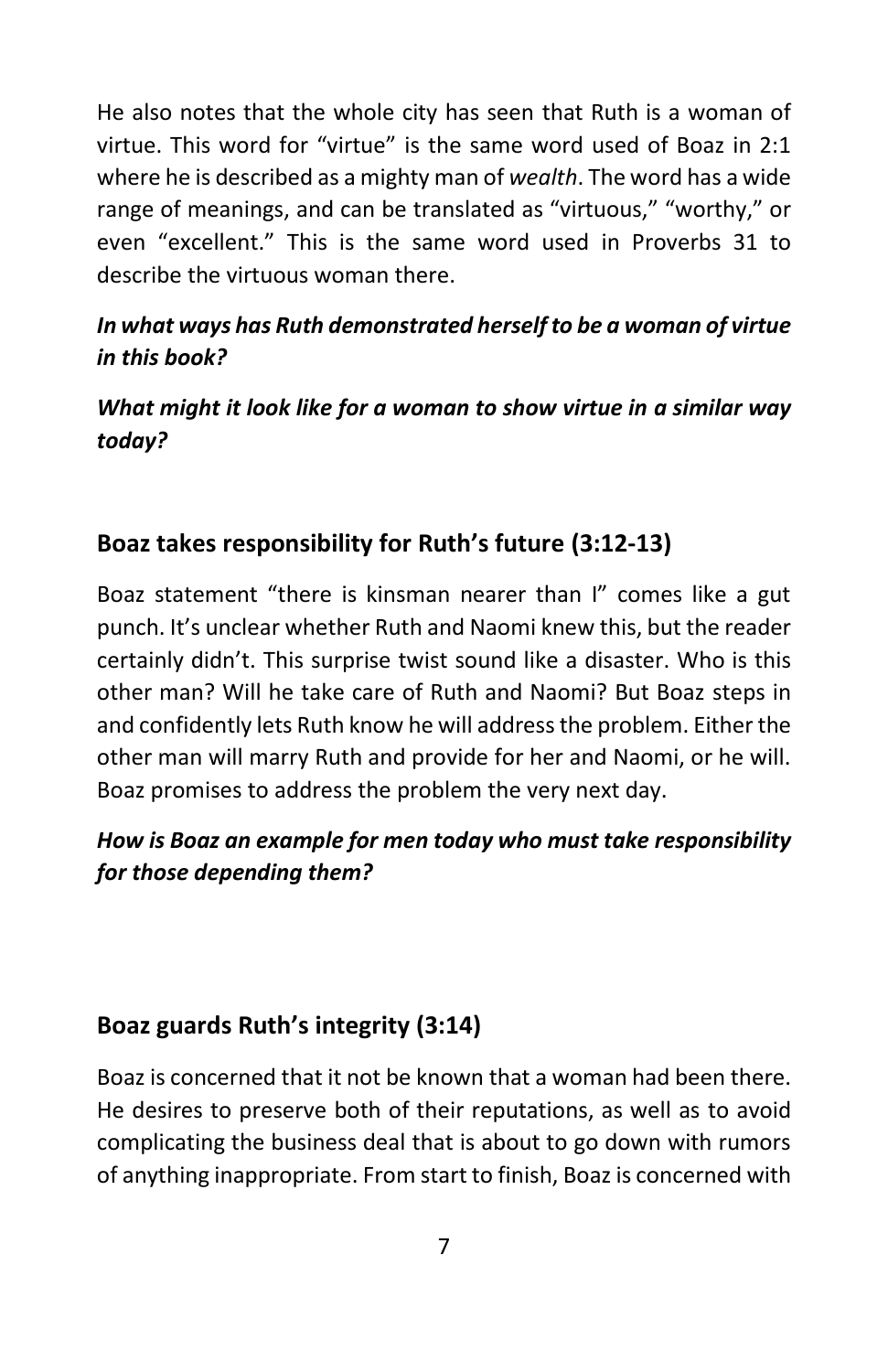He also notes that the whole city has seen that Ruth is a woman of virtue. This word for "virtue" is the same word used of Boaz in 2:1 where he is described as a mighty man of *wealth*. The word has a wide range of meanings, and can be translated as "virtuous," "worthy," or even "excellent." This is the same word used in Proverbs 31 to describe the virtuous woman there.

***In what ways has Ruth demonstrated herself to be a woman of virtue in this book?***

***What might it look like for a woman to show virtue in a similar way today?***

## Boaz takes responsibility for Ruth's future (3:12-13)

Boaz statement "there is kinsman nearer than I" comes like a gut punch. It's unclear whether Ruth and Naomi knew this, but the reader certainly didn't. This surprise twist sound like a disaster. Who is this other man? Will he take care of Ruth and Naomi? But Boaz steps in and confidently lets Ruth know he will address the problem. Either the other man will marry Ruth and provide for her and Naomi, or he will. Boaz promises to address the problem the very next day.

***How is Boaz an example for men today who must take responsibility for those depending them?***

## Boaz guards Ruth's integrity (3:14)

Boaz is concerned that it not be known that a woman had been there. He desires to preserve both of their reputations, as well as to avoid complicating the business deal that is about to go down with rumors of anything inappropriate. From start to finish, Boaz is concerned with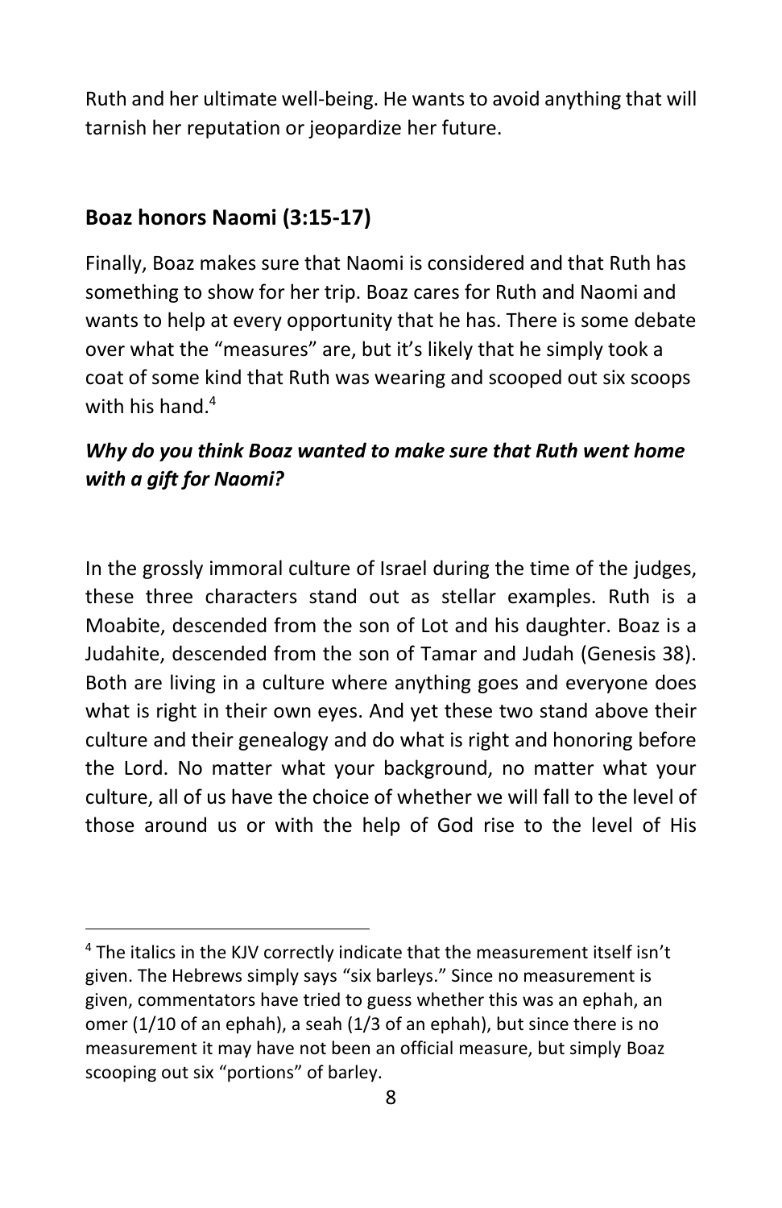Ruth and her ultimate well-being. He wants to avoid anything that will tarnish her reputation or jeopardize her future.

### Boaz honors Naomi (3:15-17)

Finally, Boaz makes sure that Naomi is considered and that Ruth has something to show for her trip. Boaz cares for Ruth and Naomi and wants to help at every opportunity that he has. There is some debate over what the "measures" are, but it's likely that he simply took a coat of some kind that Ruth was wearing and scooped out six scoops with his hand.[4]

***Why do you think Boaz wanted to make sure that Ruth went home with a gift for Naomi?***

In the grossly immoral culture of Israel during the time of the judges, these three characters stand out as stellar examples. Ruth is a Moabite, descended from the son of Lot and his daughter. Boaz is a Judahite, descended from the son of Tamar and Judah (Genesis 38). Both are living in a culture where anything goes and everyone does what is right in their own eyes. And yet these two stand above their culture and their genealogy and do what is right and honoring before the Lord. No matter what your background, no matter what your culture, all of us have the choice of whether we will fall to the level of those around us or with the help of God rise to the level of His

---

[4] The italics in the KJV correctly indicate that the measurement itself isn't given. The Hebrews simply says "six barleys." Since no measurement is given, commentators have tried to guess whether this was an ephah, an omer (1/10 of an ephah), a seah (1/3 of an ephah), but since there is no measurement it may have not been an official measure, but simply Boaz scooping out six "portions" of barley.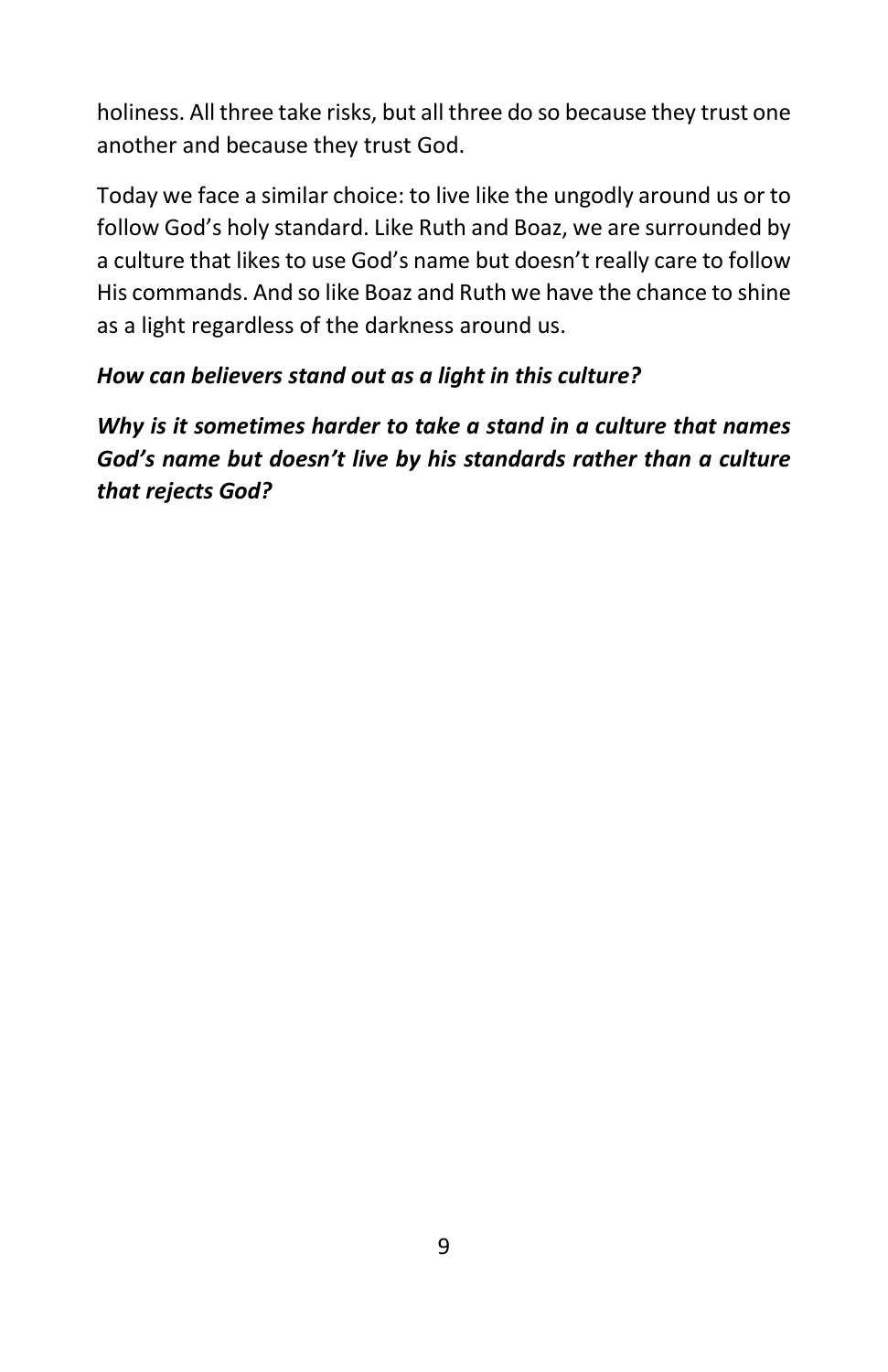holiness. All three take risks, but all three do so because they trust one another and because they trust God.

Today we face a similar choice: to live like the ungodly around us or to follow God's holy standard. Like Ruth and Boaz, we are surrounded by a culture that likes to use God's name but doesn't really care to follow His commands. And so like Boaz and Ruth we have the chance to shine as a light regardless of the darkness around us.

***How can believers stand out as a light in this culture?***

***Why is it sometimes harder to take a stand in a culture that names God's name but doesn't live by his standards rather than a culture that rejects God?***